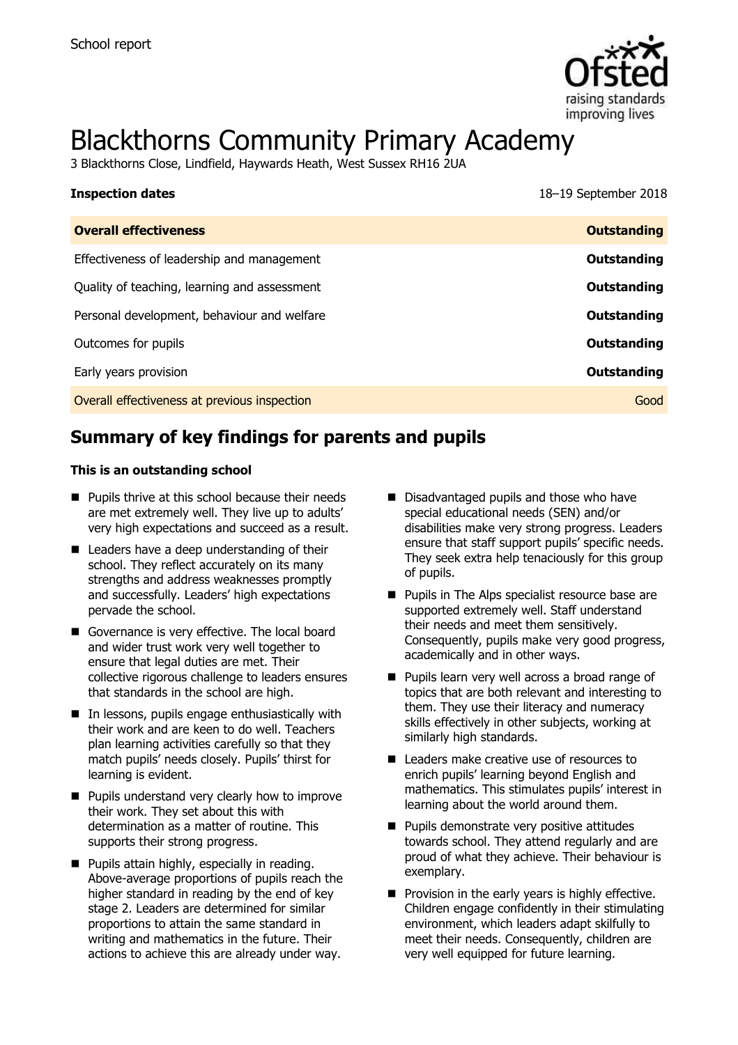School report

# Blackthorns Community Primary Academy

3 Blackthorns Close, Lindfield, Haywards Heath, West Sussex RH16 2UA

| **Inspection dates** | 18–19 September 2018 |
| --- | --- |
| **Overall effectiveness** | **Outstanding** |
| Effectiveness of leadership and management | **Outstanding** |
| Quality of teaching, learning and assessment | **Outstanding** |
| Personal development, behaviour and welfare | **Outstanding** |
| Outcomes for pupils | **Outstanding** |
| Early years provision | **Outstanding** |
| Overall effectiveness at previous inspection | Good |

## Summary of key findings for parents and pupils

**This is an outstanding school**

- Pupils thrive at this school because their needs are met extremely well. They live up to adults' very high expectations and succeed as a result.
- Leaders have a deep understanding of their school. They reflect accurately on its many strengths and address weaknesses promptly and successfully. Leaders' high expectations pervade the school.
- Governance is very effective. The local board and wider trust work very well together to ensure that legal duties are met. Their collective rigorous challenge to leaders ensures that standards in the school are high.
- In lessons, pupils engage enthusiastically with their work and are keen to do well. Teachers plan learning activities carefully so that they match pupils' needs closely. Pupils' thirst for learning is evident.
- Pupils understand very clearly how to improve their work. They set about this with determination as a matter of routine. This supports their strong progress.
- Pupils attain highly, especially in reading. Above-average proportions of pupils reach the higher standard in reading by the end of key stage 2. Leaders are determined for similar proportions to attain the same standard in writing and mathematics in the future. Their actions to achieve this are already under way.
- Disadvantaged pupils and those who have special educational needs (SEN) and/or disabilities make very strong progress. Leaders ensure that staff support pupils' specific needs. They seek extra help tenaciously for this group of pupils.
- Pupils in The Alps specialist resource base are supported extremely well. Staff understand their needs and meet them sensitively. Consequently, pupils make very good progress, academically and in other ways.
- Pupils learn very well across a broad range of topics that are both relevant and interesting to them. They use their literacy and numeracy skills effectively in other subjects, working at similarly high standards.
- Leaders make creative use of resources to enrich pupils' learning beyond English and mathematics. This stimulates pupils' interest in learning about the world around them.
- Pupils demonstrate very positive attitudes towards school. They attend regularly and are proud of what they achieve. Their behaviour is exemplary.
- Provision in the early years is highly effective. Children engage confidently in their stimulating environment, which leaders adapt skilfully to meet their needs. Consequently, children are very well equipped for future learning.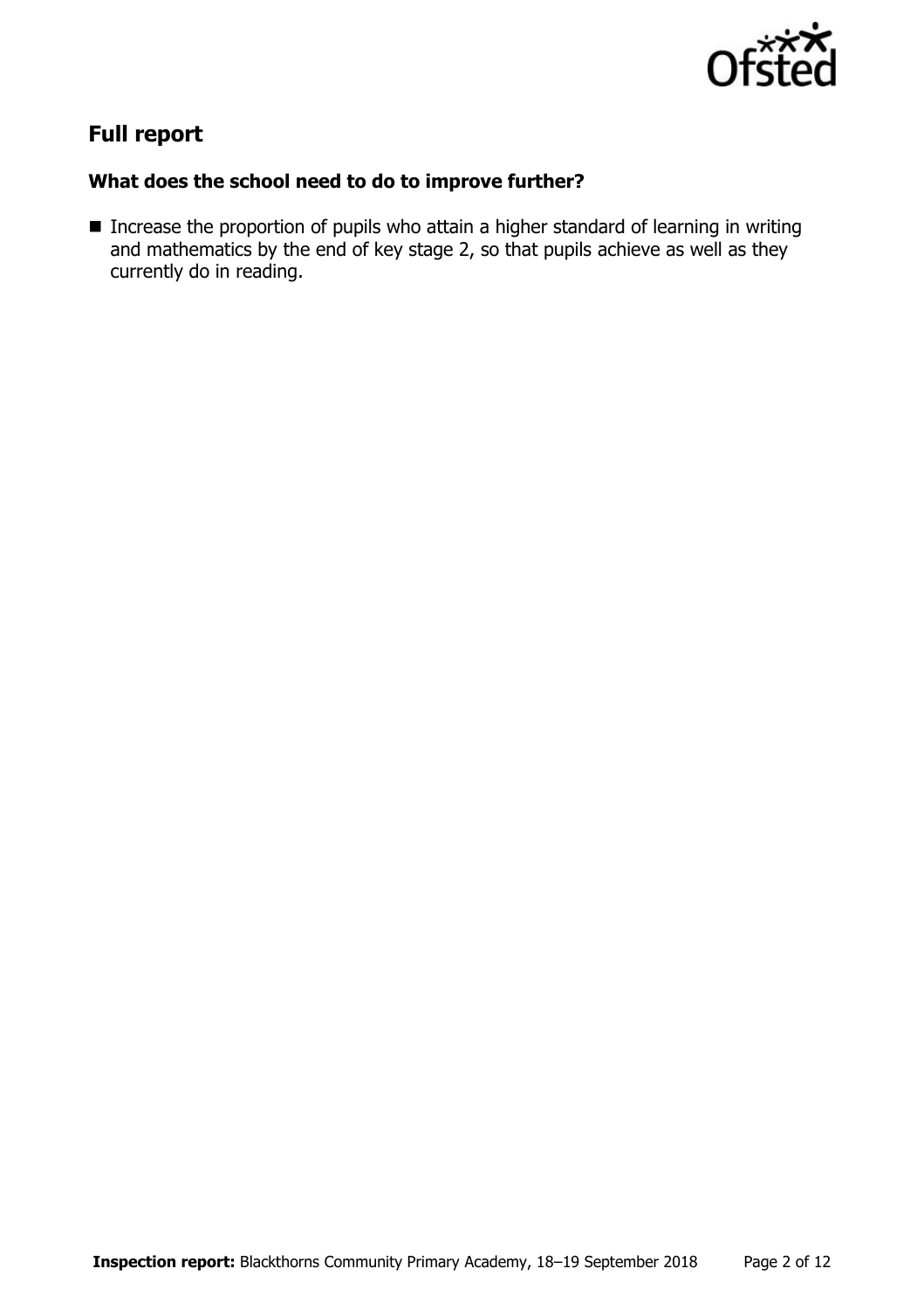## Full report

### What does the school need to do to improve further?

- Increase the proportion of pupils who attain a higher standard of learning in writing and mathematics by the end of key stage 2, so that pupils achieve as well as they currently do in reading.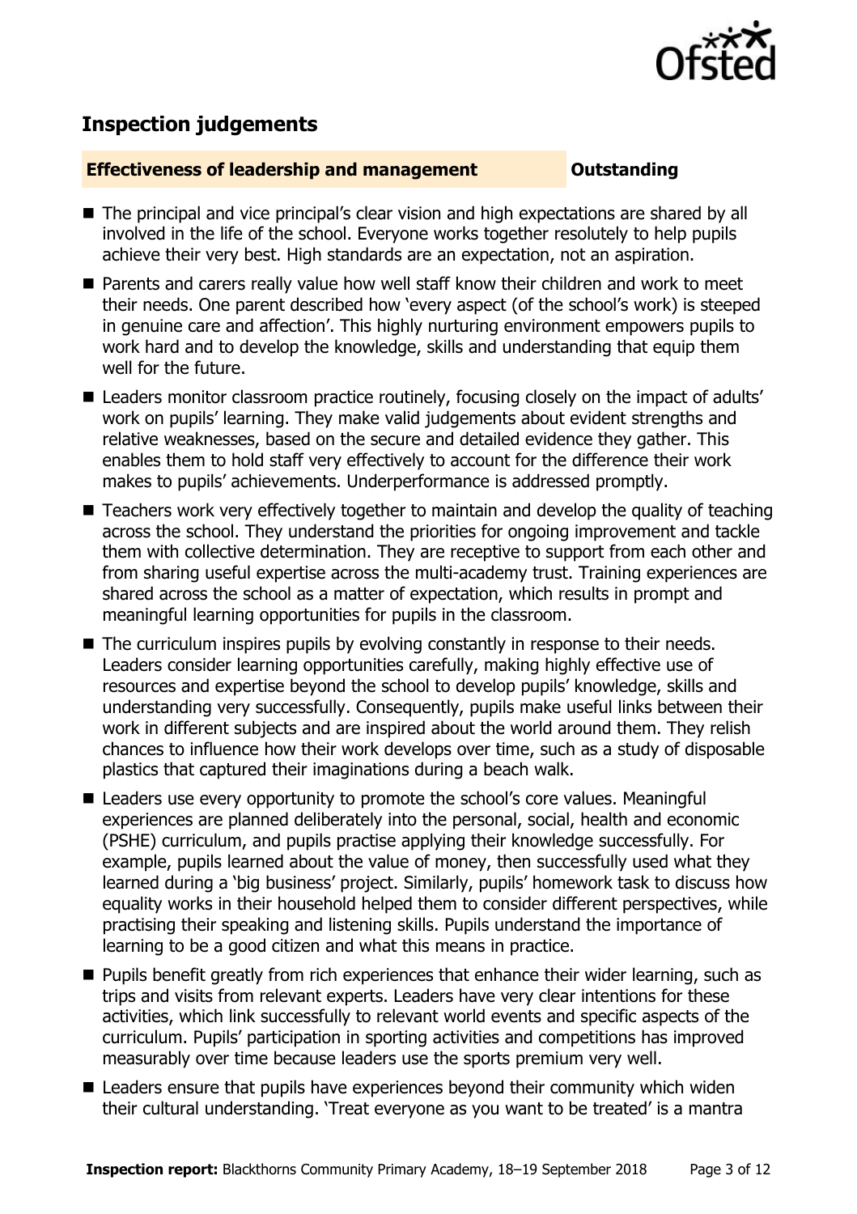## Inspection judgements

**Effectiveness of leadership and management** **Outstanding**

- The principal and vice principal's clear vision and high expectations are shared by all involved in the life of the school. Everyone works together resolutely to help pupils achieve their very best. High standards are an expectation, not an aspiration.
- Parents and carers really value how well staff know their children and work to meet their needs. One parent described how 'every aspect (of the school's work) is steeped in genuine care and affection'. This highly nurturing environment empowers pupils to work hard and to develop the knowledge, skills and understanding that equip them well for the future.
- Leaders monitor classroom practice routinely, focusing closely on the impact of adults' work on pupils' learning. They make valid judgements about evident strengths and relative weaknesses, based on the secure and detailed evidence they gather. This enables them to hold staff very effectively to account for the difference their work makes to pupils' achievements. Underperformance is addressed promptly.
- Teachers work very effectively together to maintain and develop the quality of teaching across the school. They understand the priorities for ongoing improvement and tackle them with collective determination. They are receptive to support from each other and from sharing useful expertise across the multi-academy trust. Training experiences are shared across the school as a matter of expectation, which results in prompt and meaningful learning opportunities for pupils in the classroom.
- The curriculum inspires pupils by evolving constantly in response to their needs. Leaders consider learning opportunities carefully, making highly effective use of resources and expertise beyond the school to develop pupils' knowledge, skills and understanding very successfully. Consequently, pupils make useful links between their work in different subjects and are inspired about the world around them. They relish chances to influence how their work develops over time, such as a study of disposable plastics that captured their imaginations during a beach walk.
- Leaders use every opportunity to promote the school's core values. Meaningful experiences are planned deliberately into the personal, social, health and economic (PSHE) curriculum, and pupils practise applying their knowledge successfully. For example, pupils learned about the value of money, then successfully used what they learned during a 'big business' project. Similarly, pupils' homework task to discuss how equality works in their household helped them to consider different perspectives, while practising their speaking and listening skills. Pupils understand the importance of learning to be a good citizen and what this means in practice.
- Pupils benefit greatly from rich experiences that enhance their wider learning, such as trips and visits from relevant experts. Leaders have very clear intentions for these activities, which link successfully to relevant world events and specific aspects of the curriculum. Pupils' participation in sporting activities and competitions has improved measurably over time because leaders use the sports premium very well.
- Leaders ensure that pupils have experiences beyond their community which widen their cultural understanding. 'Treat everyone as you want to be treated' is a mantra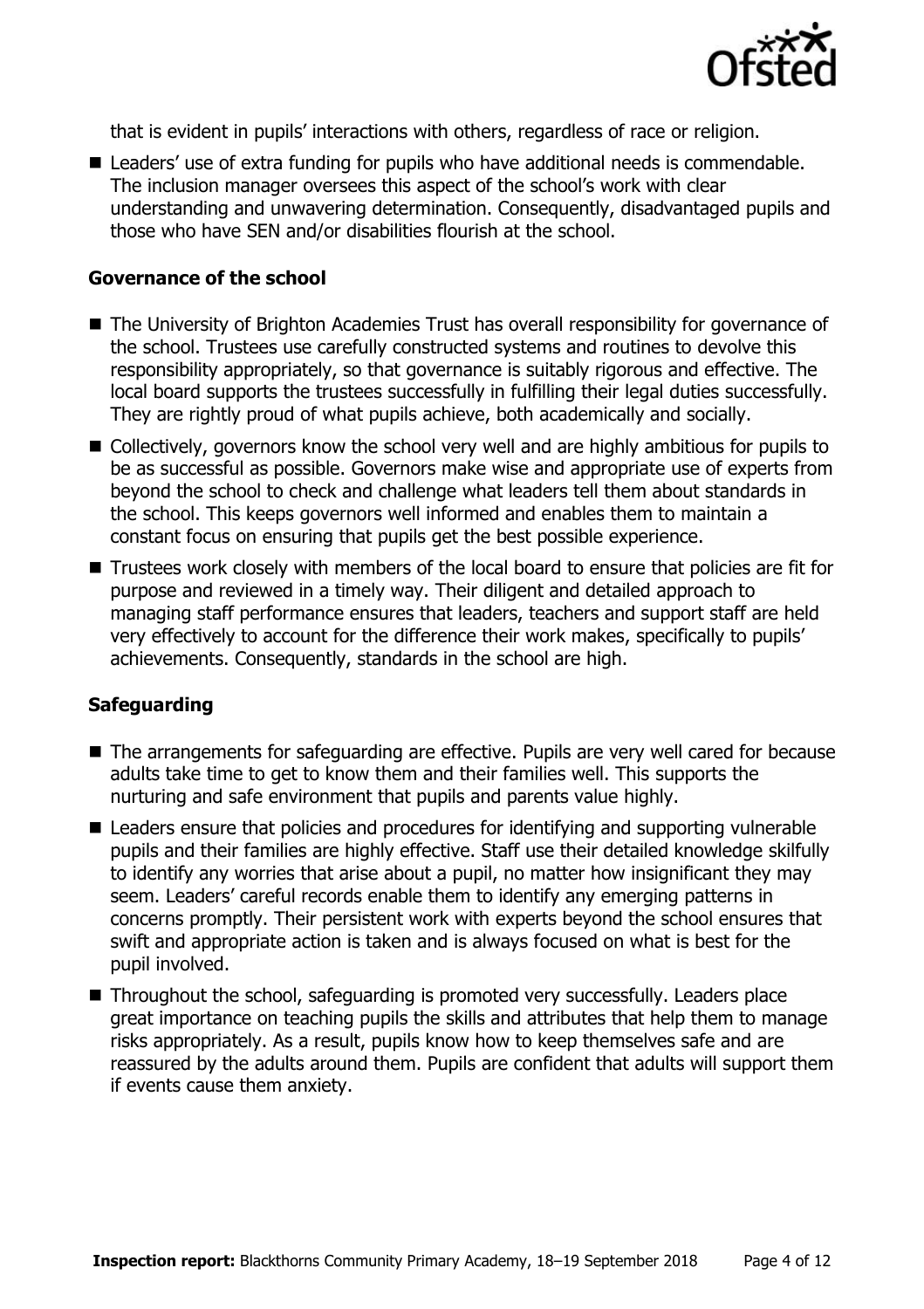that is evident in pupils' interactions with others, regardless of race or religion.

- Leaders' use of extra funding for pupils who have additional needs is commendable. The inclusion manager oversees this aspect of the school's work with clear understanding and unwavering determination. Consequently, disadvantaged pupils and those who have SEN and/or disabilities flourish at the school.

### Governance of the school

- The University of Brighton Academies Trust has overall responsibility for governance of the school. Trustees use carefully constructed systems and routines to devolve this responsibility appropriately, so that governance is suitably rigorous and effective. The local board supports the trustees successfully in fulfilling their legal duties successfully. They are rightly proud of what pupils achieve, both academically and socially.
- Collectively, governors know the school very well and are highly ambitious for pupils to be as successful as possible. Governors make wise and appropriate use of experts from beyond the school to check and challenge what leaders tell them about standards in the school. This keeps governors well informed and enables them to maintain a constant focus on ensuring that pupils get the best possible experience.
- Trustees work closely with members of the local board to ensure that policies are fit for purpose and reviewed in a timely way. Their diligent and detailed approach to managing staff performance ensures that leaders, teachers and support staff are held very effectively to account for the difference their work makes, specifically to pupils' achievements. Consequently, standards in the school are high.

### Safeguarding

- The arrangements for safeguarding are effective. Pupils are very well cared for because adults take time to get to know them and their families well. This supports the nurturing and safe environment that pupils and parents value highly.
- Leaders ensure that policies and procedures for identifying and supporting vulnerable pupils and their families are highly effective. Staff use their detailed knowledge skilfully to identify any worries that arise about a pupil, no matter how insignificant they may seem. Leaders' careful records enable them to identify any emerging patterns in concerns promptly. Their persistent work with experts beyond the school ensures that swift and appropriate action is taken and is always focused on what is best for the pupil involved.
- Throughout the school, safeguarding is promoted very successfully. Leaders place great importance on teaching pupils the skills and attributes that help them to manage risks appropriately. As a result, pupils know how to keep themselves safe and are reassured by the adults around them. Pupils are confident that adults will support them if events cause them anxiety.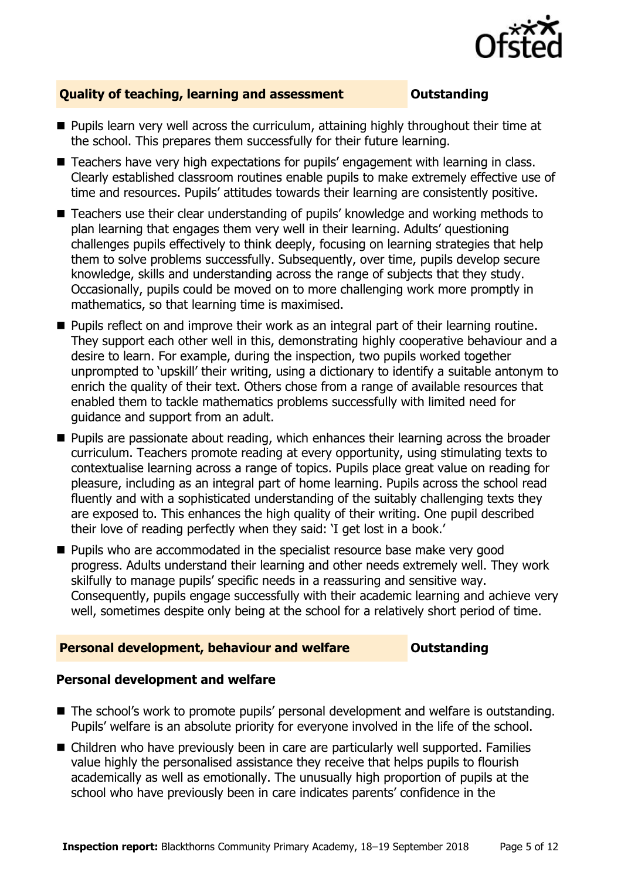## Quality of teaching, learning and assessment — Outstanding

- Pupils learn very well across the curriculum, attaining highly throughout their time at the school. This prepares them successfully for their future learning.
- Teachers have very high expectations for pupils' engagement with learning in class. Clearly established classroom routines enable pupils to make extremely effective use of time and resources. Pupils' attitudes towards their learning are consistently positive.
- Teachers use their clear understanding of pupils' knowledge and working methods to plan learning that engages them very well in their learning. Adults' questioning challenges pupils effectively to think deeply, focusing on learning strategies that help them to solve problems successfully. Subsequently, over time, pupils develop secure knowledge, skills and understanding across the range of subjects that they study. Occasionally, pupils could be moved on to more challenging work more promptly in mathematics, so that learning time is maximised.
- Pupils reflect on and improve their work as an integral part of their learning routine. They support each other well in this, demonstrating highly cooperative behaviour and a desire to learn. For example, during the inspection, two pupils worked together unprompted to 'upskill' their writing, using a dictionary to identify a suitable antonym to enrich the quality of their text. Others chose from a range of available resources that enabled them to tackle mathematics problems successfully with limited need for guidance and support from an adult.
- Pupils are passionate about reading, which enhances their learning across the broader curriculum. Teachers promote reading at every opportunity, using stimulating texts to contextualise learning across a range of topics. Pupils place great value on reading for pleasure, including as an integral part of home learning. Pupils across the school read fluently and with a sophisticated understanding of the suitably challenging texts they are exposed to. This enhances the high quality of their writing. One pupil described their love of reading perfectly when they said: 'I get lost in a book.'
- Pupils who are accommodated in the specialist resource base make very good progress. Adults understand their learning and other needs extremely well. They work skilfully to manage pupils' specific needs in a reassuring and sensitive way. Consequently, pupils engage successfully with their academic learning and achieve very well, sometimes despite only being at the school for a relatively short period of time.

## Personal development, behaviour and welfare — Outstanding

### Personal development and welfare

- The school's work to promote pupils' personal development and welfare is outstanding. Pupils' welfare is an absolute priority for everyone involved in the life of the school.
- Children who have previously been in care are particularly well supported. Families value highly the personalised assistance they receive that helps pupils to flourish academically as well as emotionally. The unusually high proportion of pupils at the school who have previously been in care indicates parents' confidence in the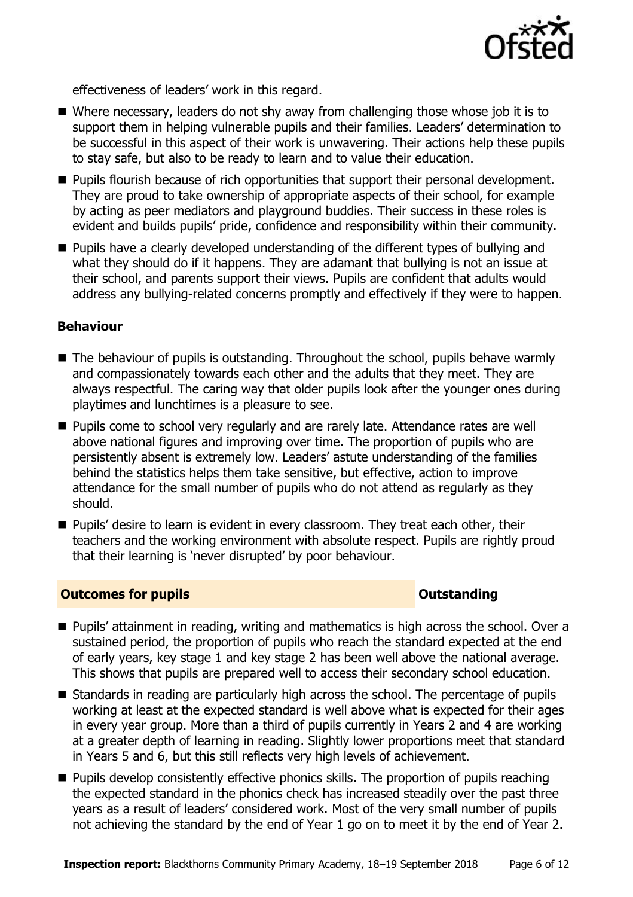effectiveness of leaders' work in this regard.

- Where necessary, leaders do not shy away from challenging those whose job it is to support them in helping vulnerable pupils and their families. Leaders' determination to be successful in this aspect of their work is unwavering. Their actions help these pupils to stay safe, but also to be ready to learn and to value their education.
- Pupils flourish because of rich opportunities that support their personal development. They are proud to take ownership of appropriate aspects of their school, for example by acting as peer mediators and playground buddies. Their success in these roles is evident and builds pupils' pride, confidence and responsibility within their community.
- Pupils have a clearly developed understanding of the different types of bullying and what they should do if it happens. They are adamant that bullying is not an issue at their school, and parents support their views. Pupils are confident that adults would address any bullying-related concerns promptly and effectively if they were to happen.

### Behaviour

- The behaviour of pupils is outstanding. Throughout the school, pupils behave warmly and compassionately towards each other and the adults that they meet. They are always respectful. The caring way that older pupils look after the younger ones during playtimes and lunchtimes is a pleasure to see.
- Pupils come to school very regularly and are rarely late. Attendance rates are well above national figures and improving over time. The proportion of pupils who are persistently absent is extremely low. Leaders' astute understanding of the families behind the statistics helps them take sensitive, but effective, action to improve attendance for the small number of pupils who do not attend as regularly as they should.
- Pupils' desire to learn is evident in every classroom. They treat each other, their teachers and the working environment with absolute respect. Pupils are rightly proud that their learning is 'never disrupted' by poor behaviour.

## Outcomes for pupils — Outstanding

- Pupils' attainment in reading, writing and mathematics is high across the school. Over a sustained period, the proportion of pupils who reach the standard expected at the end of early years, key stage 1 and key stage 2 has been well above the national average. This shows that pupils are prepared well to access their secondary school education.
- Standards in reading are particularly high across the school. The percentage of pupils working at least at the expected standard is well above what is expected for their ages in every year group. More than a third of pupils currently in Years 2 and 4 are working at a greater depth of learning in reading. Slightly lower proportions meet that standard in Years 5 and 6, but this still reflects very high levels of achievement.
- Pupils develop consistently effective phonics skills. The proportion of pupils reaching the expected standard in the phonics check has increased steadily over the past three years as a result of leaders' considered work. Most of the very small number of pupils not achieving the standard by the end of Year 1 go on to meet it by the end of Year 2.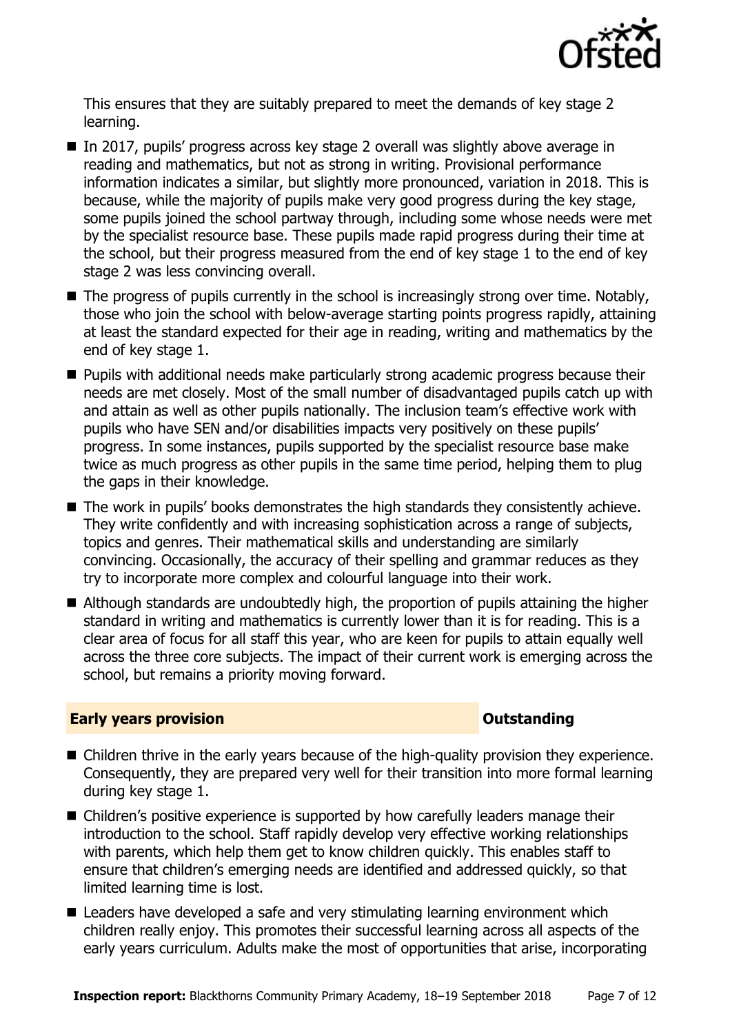This ensures that they are suitably prepared to meet the demands of key stage 2 learning.

- In 2017, pupils' progress across key stage 2 overall was slightly above average in reading and mathematics, but not as strong in writing. Provisional performance information indicates a similar, but slightly more pronounced, variation in 2018. This is because, while the majority of pupils make very good progress during the key stage, some pupils joined the school partway through, including some whose needs were met by the specialist resource base. These pupils made rapid progress during their time at the school, but their progress measured from the end of key stage 1 to the end of key stage 2 was less convincing overall.
- The progress of pupils currently in the school is increasingly strong over time. Notably, those who join the school with below-average starting points progress rapidly, attaining at least the standard expected for their age in reading, writing and mathematics by the end of key stage 1.
- Pupils with additional needs make particularly strong academic progress because their needs are met closely. Most of the small number of disadvantaged pupils catch up with and attain as well as other pupils nationally. The inclusion team's effective work with pupils who have SEN and/or disabilities impacts very positively on these pupils' progress. In some instances, pupils supported by the specialist resource base make twice as much progress as other pupils in the same time period, helping them to plug the gaps in their knowledge.
- The work in pupils' books demonstrates the high standards they consistently achieve. They write confidently and with increasing sophistication across a range of subjects, topics and genres. Their mathematical skills and understanding are similarly convincing. Occasionally, the accuracy of their spelling and grammar reduces as they try to incorporate more complex and colourful language into their work.
- Although standards are undoubtedly high, the proportion of pupils attaining the higher standard in writing and mathematics is currently lower than it is for reading. This is a clear area of focus for all staff this year, who are keen for pupils to attain equally well across the three core subjects. The impact of their current work is emerging across the school, but remains a priority moving forward.

## Early years provision — Outstanding

- Children thrive in the early years because of the high-quality provision they experience. Consequently, they are prepared very well for their transition into more formal learning during key stage 1.
- Children's positive experience is supported by how carefully leaders manage their introduction to the school. Staff rapidly develop very effective working relationships with parents, which help them get to know children quickly. This enables staff to ensure that children's emerging needs are identified and addressed quickly, so that limited learning time is lost.
- Leaders have developed a safe and very stimulating learning environment which children really enjoy. This promotes their successful learning across all aspects of the early years curriculum. Adults make the most of opportunities that arise, incorporating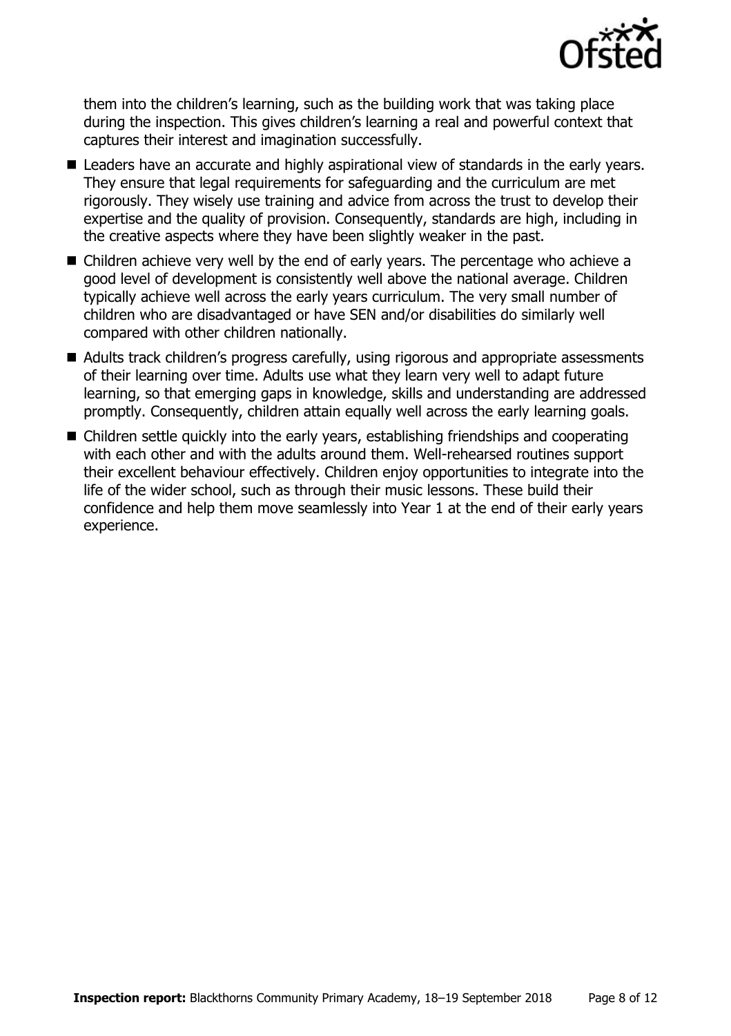them into the children's learning, such as the building work that was taking place during the inspection. This gives children's learning a real and powerful context that captures their interest and imagination successfully.

- Leaders have an accurate and highly aspirational view of standards in the early years. They ensure that legal requirements for safeguarding and the curriculum are met rigorously. They wisely use training and advice from across the trust to develop their expertise and the quality of provision. Consequently, standards are high, including in the creative aspects where they have been slightly weaker in the past.
- Children achieve very well by the end of early years. The percentage who achieve a good level of development is consistently well above the national average. Children typically achieve well across the early years curriculum. The very small number of children who are disadvantaged or have SEN and/or disabilities do similarly well compared with other children nationally.
- Adults track children's progress carefully, using rigorous and appropriate assessments of their learning over time. Adults use what they learn very well to adapt future learning, so that emerging gaps in knowledge, skills and understanding are addressed promptly. Consequently, children attain equally well across the early learning goals.
- Children settle quickly into the early years, establishing friendships and cooperating with each other and with the adults around them. Well-rehearsed routines support their excellent behaviour effectively. Children enjoy opportunities to integrate into the life of the wider school, such as through their music lessons. These build their confidence and help them move seamlessly into Year 1 at the end of their early years experience.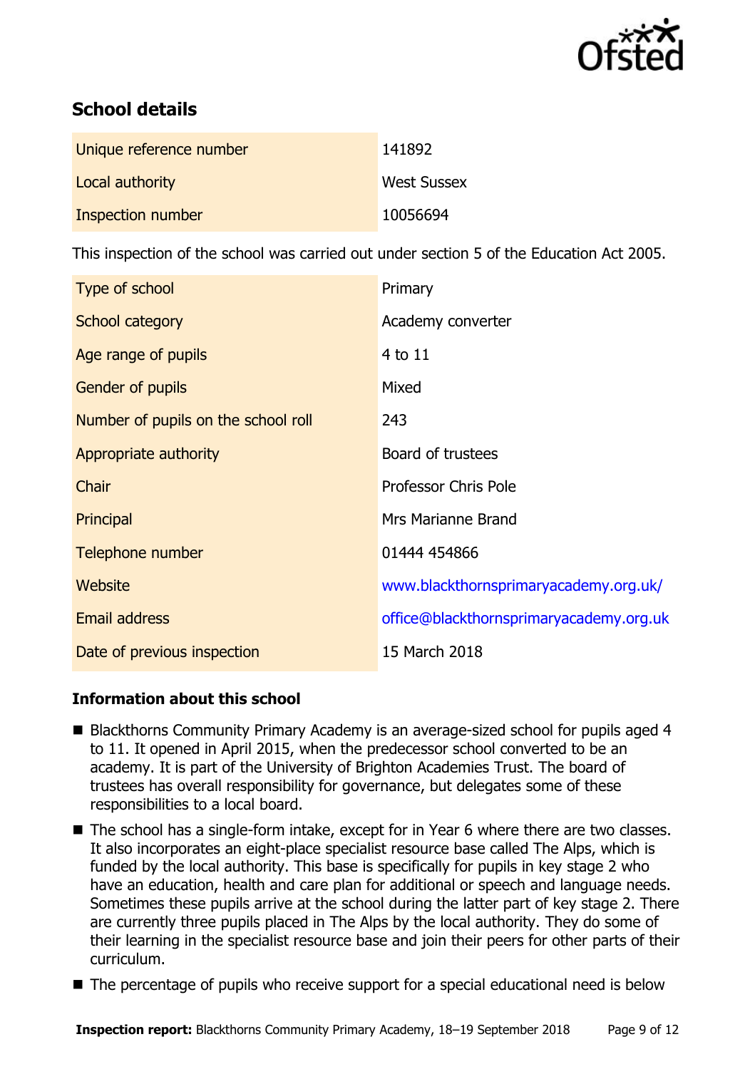## School details

| | |
|---|---|
| Unique reference number | 141892 |
| Local authority | West Sussex |
| Inspection number | 10056694 |

This inspection of the school was carried out under section 5 of the Education Act 2005.

| | |
|---|---|
| Type of school | Primary |
| School category | Academy converter |
| Age range of pupils | 4 to 11 |
| Gender of pupils | Mixed |
| Number of pupils on the school roll | 243 |
| Appropriate authority | Board of trustees |
| Chair | Professor Chris Pole |
| Principal | Mrs Marianne Brand |
| Telephone number | 01444 454866 |
| Website | www.blackthornsprimaryacademy.org.uk/ |
| Email address | office@blackthornsprimaryacademy.org.uk |
| Date of previous inspection | 15 March 2018 |

### Information about this school

- Blackthorns Community Primary Academy is an average-sized school for pupils aged 4 to 11. It opened in April 2015, when the predecessor school converted to be an academy. It is part of the University of Brighton Academies Trust. The board of trustees has overall responsibility for governance, but delegates some of these responsibilities to a local board.
- The school has a single-form intake, except for in Year 6 where there are two classes. It also incorporates an eight-place specialist resource base called The Alps, which is funded by the local authority. This base is specifically for pupils in key stage 2 who have an education, health and care plan for additional or speech and language needs. Sometimes these pupils arrive at the school during the latter part of key stage 2. There are currently three pupils placed in The Alps by the local authority. They do some of their learning in the specialist resource base and join their peers for other parts of their curriculum.
- The percentage of pupils who receive support for a special educational need is below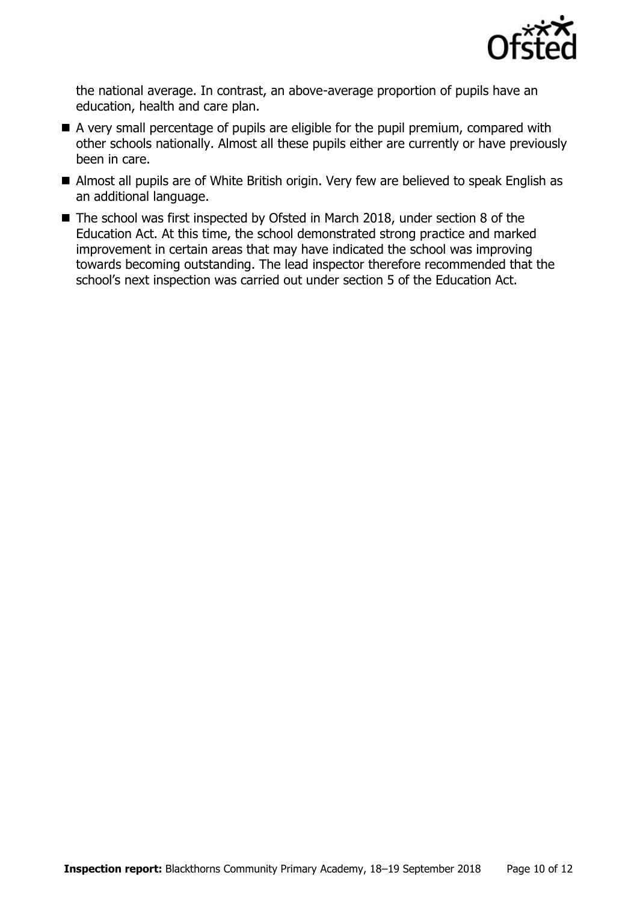the national average. In contrast, an above-average proportion of pupils have an education, health and care plan.

- A very small percentage of pupils are eligible for the pupil premium, compared with other schools nationally. Almost all these pupils either are currently or have previously been in care.
- Almost all pupils are of White British origin. Very few are believed to speak English as an additional language.
- The school was first inspected by Ofsted in March 2018, under section 8 of the Education Act. At this time, the school demonstrated strong practice and marked improvement in certain areas that may have indicated the school was improving towards becoming outstanding. The lead inspector therefore recommended that the school's next inspection was carried out under section 5 of the Education Act.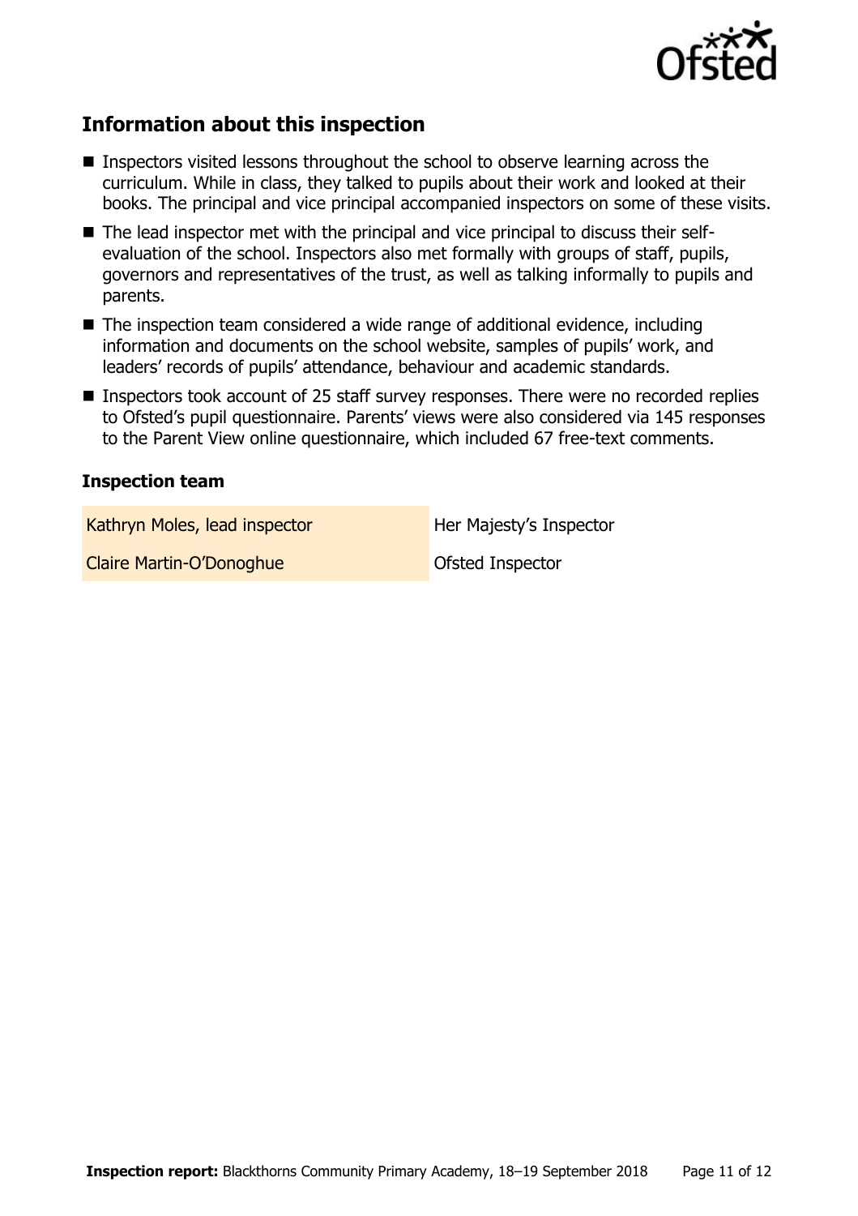## Information about this inspection

- Inspectors visited lessons throughout the school to observe learning across the curriculum. While in class, they talked to pupils about their work and looked at their books. The principal and vice principal accompanied inspectors on some of these visits.
- The lead inspector met with the principal and vice principal to discuss their self-evaluation of the school. Inspectors also met formally with groups of staff, pupils, governors and representatives of the trust, as well as talking informally to pupils and parents.
- The inspection team considered a wide range of additional evidence, including information and documents on the school website, samples of pupils' work, and leaders' records of pupils' attendance, behaviour and academic standards.
- Inspectors took account of 25 staff survey responses. There were no recorded replies to Ofsted's pupil questionnaire. Parents' views were also considered via 145 responses to the Parent View online questionnaire, which included 67 free-text comments.

### Inspection team

| | |
|---|---|
| Kathryn Moles, lead inspector | Her Majesty's Inspector |
| Claire Martin-O'Donoghue | Ofsted Inspector |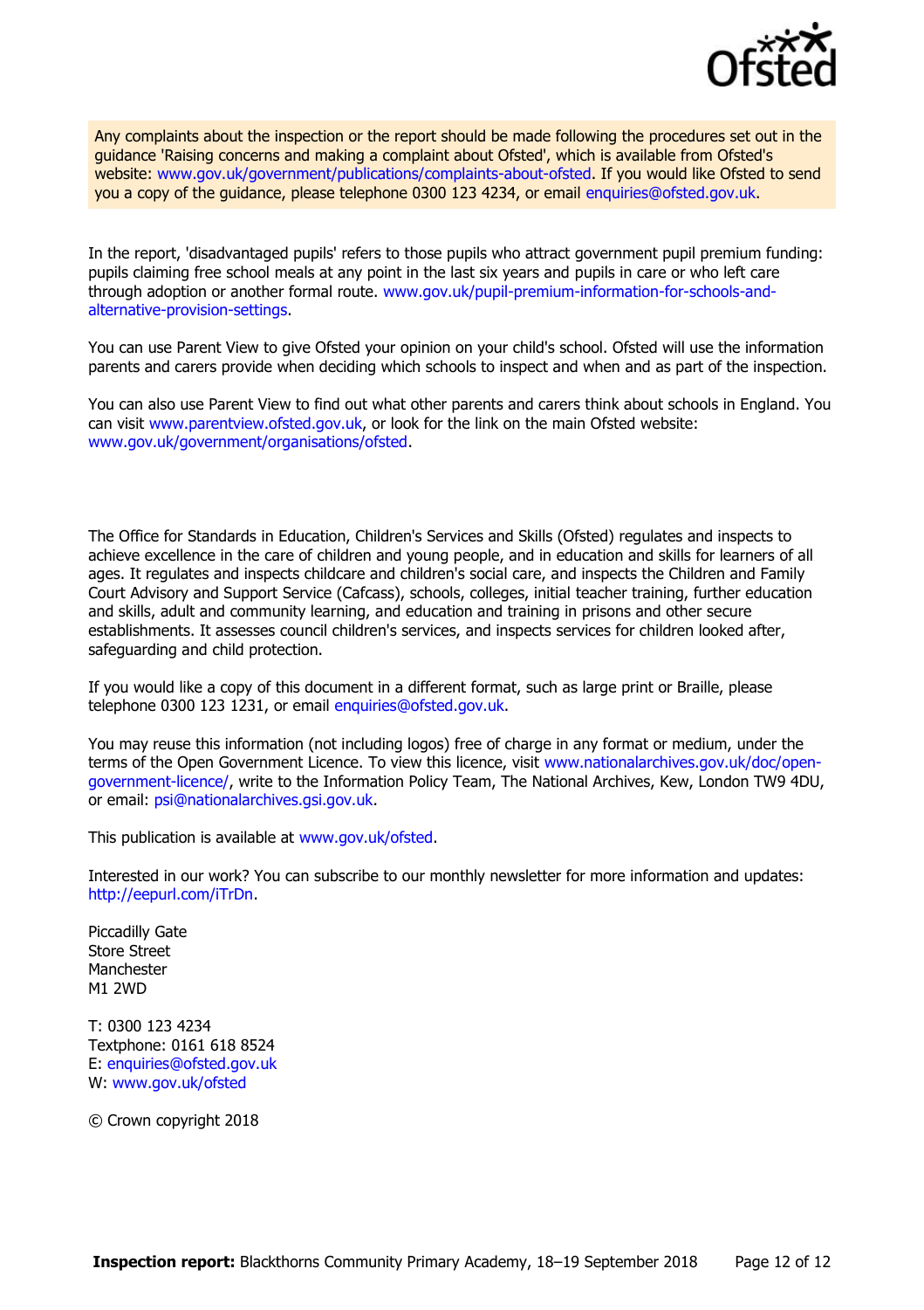Any complaints about the inspection or the report should be made following the procedures set out in the guidance 'Raising concerns and making a complaint about Ofsted', which is available from Ofsted's website: www.gov.uk/government/publications/complaints-about-ofsted. If you would like Ofsted to send you a copy of the guidance, please telephone 0300 123 4234, or email enquiries@ofsted.gov.uk.

In the report, 'disadvantaged pupils' refers to those pupils who attract government pupil premium funding: pupils claiming free school meals at any point in the last six years and pupils in care or who left care through adoption or another formal route. www.gov.uk/pupil-premium-information-for-schools-and-alternative-provision-settings.

You can use Parent View to give Ofsted your opinion on your child's school. Ofsted will use the information parents and carers provide when deciding which schools to inspect and when and as part of the inspection.

You can also use Parent View to find out what other parents and carers think about schools in England. You can visit www.parentview.ofsted.gov.uk, or look for the link on the main Ofsted website: www.gov.uk/government/organisations/ofsted.

The Office for Standards in Education, Children's Services and Skills (Ofsted) regulates and inspects to achieve excellence in the care of children and young people, and in education and skills for learners of all ages. It regulates and inspects childcare and children's social care, and inspects the Children and Family Court Advisory and Support Service (Cafcass), schools, colleges, initial teacher training, further education and skills, adult and community learning, and education and training in prisons and other secure establishments. It assesses council children's services, and inspects services for children looked after, safeguarding and child protection.

If you would like a copy of this document in a different format, such as large print or Braille, please telephone 0300 123 1231, or email enquiries@ofsted.gov.uk.

You may reuse this information (not including logos) free of charge in any format or medium, under the terms of the Open Government Licence. To view this licence, visit www.nationalarchives.gov.uk/doc/open-government-licence/, write to the Information Policy Team, The National Archives, Kew, London TW9 4DU, or email: psi@nationalarchives.gsi.gov.uk.

This publication is available at www.gov.uk/ofsted.

Interested in our work? You can subscribe to our monthly newsletter for more information and updates: http://eepurl.com/iTrDn.

Piccadilly Gate
Store Street
Manchester
M1 2WD

T: 0300 123 4234
Textphone: 0161 618 8524
E: enquiries@ofsted.gov.uk
W: www.gov.uk/ofsted

© Crown copyright 2018